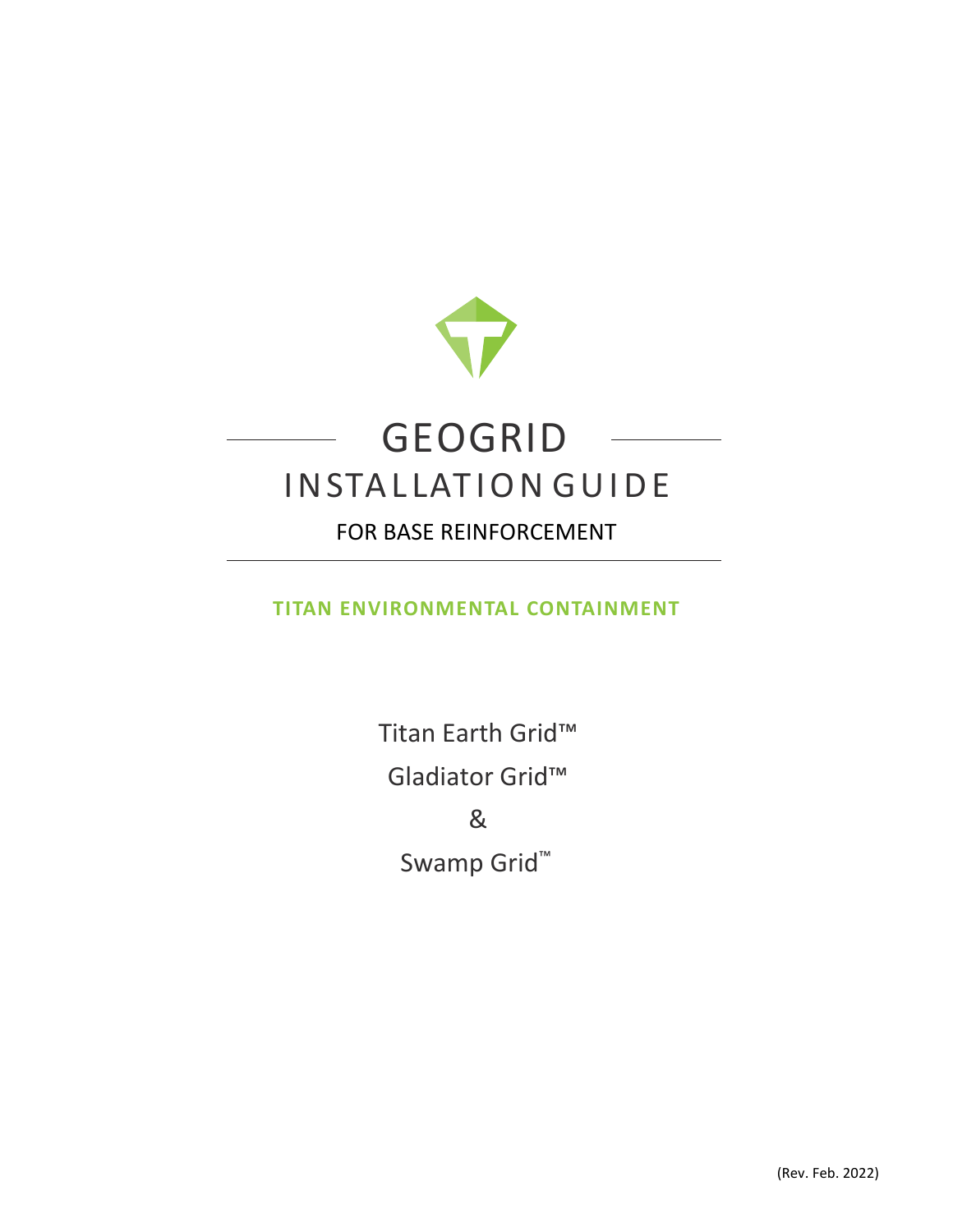# GEOGRID

## INSTALLATION GUIDE

### FOR BASE REINFORCEMENT

**TITAN ENVIRONMENTAL CONTAINMENT**

Titan Earth Grid™

Gladiator Grid™

&

Swamp Grid™

(Rev. Feb. 2022)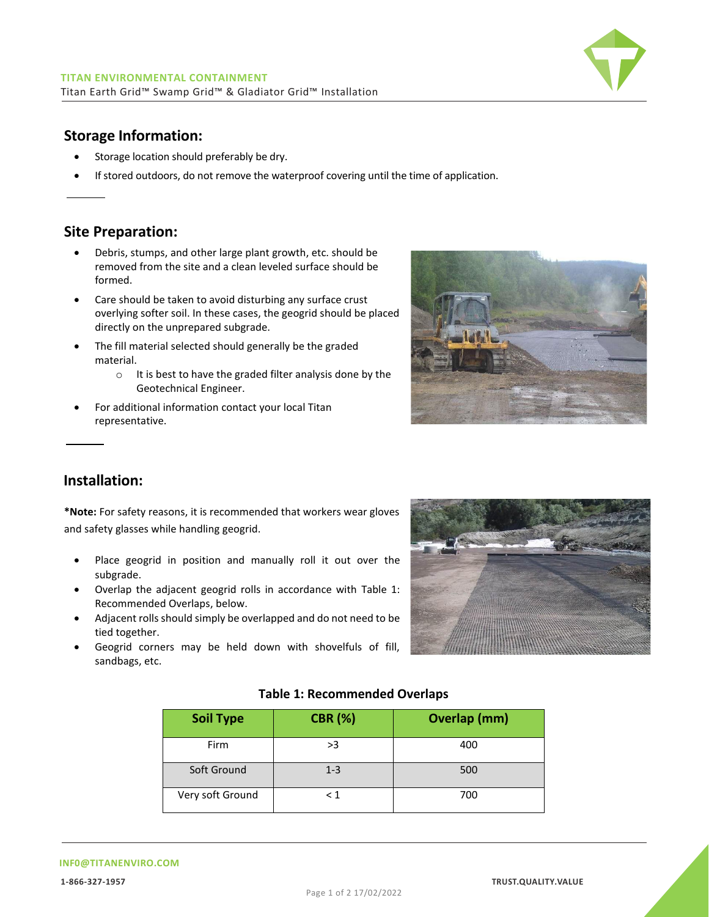## Storage Information:

- Storage location should preferably be dry.
- If stored outdoors, do not remove the waterproof covering until the time of application.

## Site Preparation:

- Debris, stumps, and other large plant growth, etc. should be removed from the site and a clean leveled surface should be formed.
- Care should be taken to avoid disturbing any surface crust overlying softer soil. In these cases, the geogrid should be placed directly on the unprepared subgrade.
- The fill material selected should generally be the graded material.
  - It is best to have the graded filter analysis done by the Geotechnical Engineer.
- For additional information contact your local Titan representative.

## Installation:

**\*Note:** For safety reasons, it is recommended that workers wear gloves and safety glasses while handling geogrid.

- Place geogrid in position and manually roll it out over the subgrade.
- Overlap the adjacent geogrid rolls in accordance with Table 1: Recommended Overlaps, below.
- Adjacent rolls should simply be overlapped and do not need to be tied together.
- Geogrid corners may be held down with shovelfuls of fill, sandbags, etc.

**Table 1: Recommended Overlaps**

| Soil Type | CBR (%) | Overlap (mm) |
|---|---|---|
| Firm | >3 | 400 |
| Soft Ground | 1-3 | 500 |
| Very soft Ground | < 1 | 700 |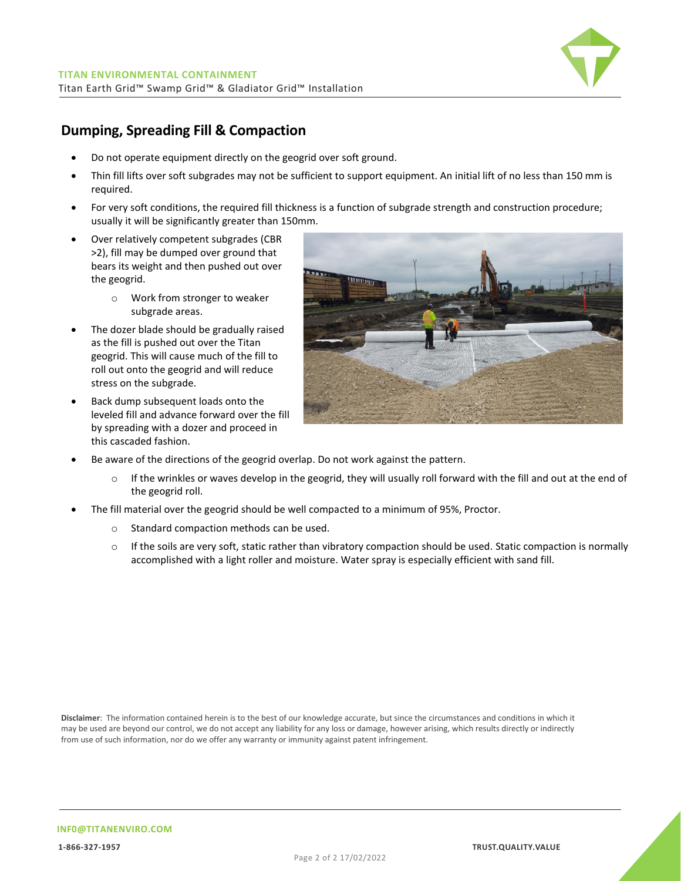## Dumping, Spreading Fill & Compaction

- Do not operate equipment directly on the geogrid over soft ground.
- Thin fill lifts over soft subgrades may not be sufficient to support equipment. An initial lift of no less than 150 mm is required.
- For very soft conditions, the required fill thickness is a function of subgrade strength and construction procedure; usually it will be significantly greater than 150mm.
- Over relatively competent subgrades (CBR >2), fill may be dumped over ground that bears its weight and then pushed out over the geogrid.
  - Work from stronger to weaker subgrade areas.
- The dozer blade should be gradually raised as the fill is pushed out over the Titan geogrid. This will cause much of the fill to roll out onto the geogrid and will reduce stress on the subgrade.
- Back dump subsequent loads onto the leveled fill and advance forward over the fill by spreading with a dozer and proceed in this cascaded fashion.
- Be aware of the directions of the geogrid overlap. Do not work against the pattern.
  - If the wrinkles or waves develop in the geogrid, they will usually roll forward with the fill and out at the end of the geogrid roll.
- The fill material over the geogrid should be well compacted to a minimum of 95%, Proctor.
  - Standard compaction methods can be used.
  - If the soils are very soft, static rather than vibratory compaction should be used. Static compaction is normally accomplished with a light roller and moisture. Water spray is especially efficient with sand fill.

**Disclaimer**: The information contained herein is to the best of our knowledge accurate, but since the circumstances and conditions in which it may be used are beyond our control, we do not accept any liability for any loss or damage, however arising, which results directly or indirectly from use of such information, nor do we offer any warranty or immunity against patent infringement.